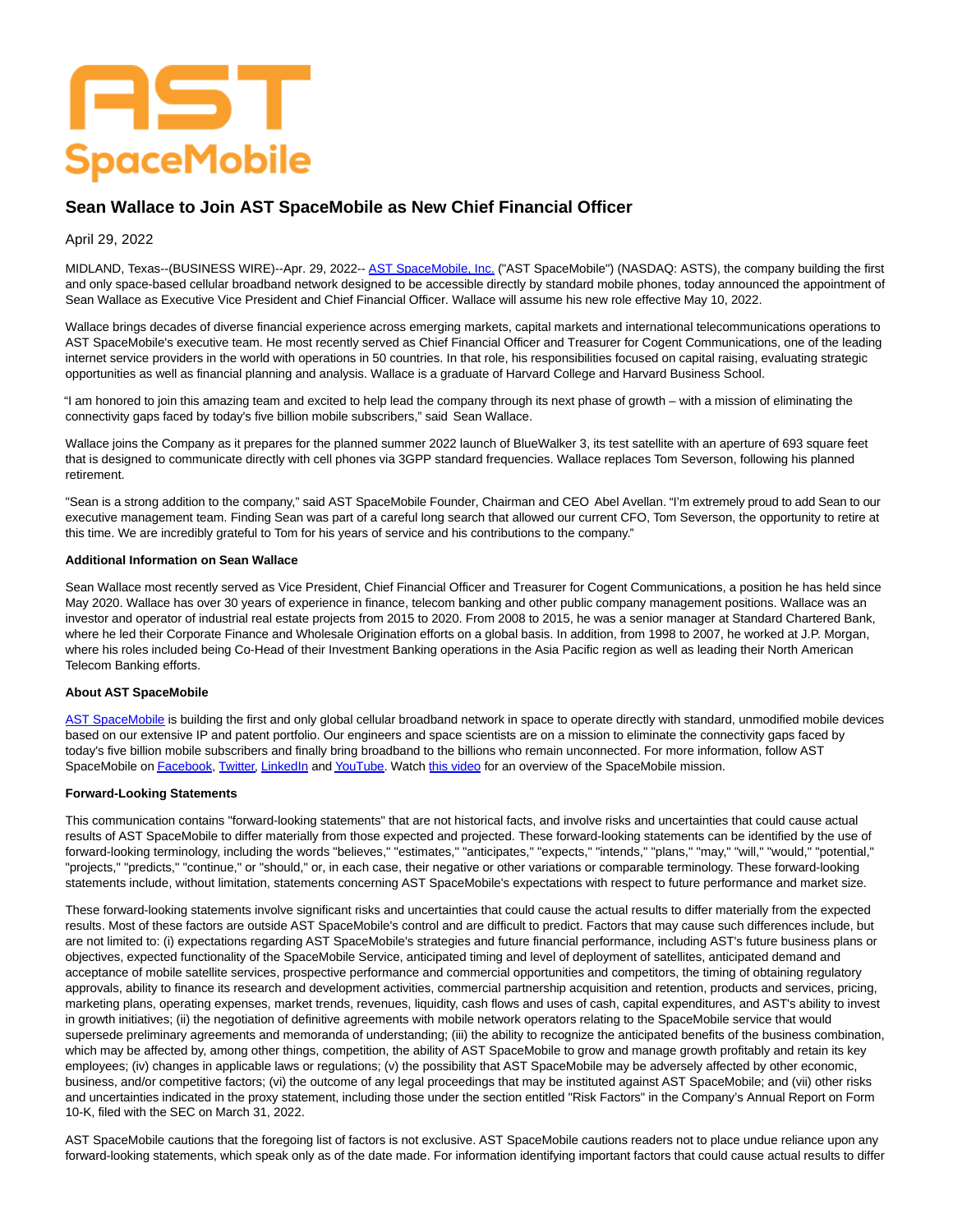# Sean Wallace to Join AST SpaceMobile as New Chief Financial Officer

April 29, 2022

MIDLAND, Texas--(BUSINESS WIRE)--Apr. 29, 2022-- AST SpaceMobile, Inc. ("AST SpaceMobile") (NASDAQ: ASTS), the company building the first and only space-based cellular broadband network designed to be accessible directly by standard mobile phones, today announced the appointment of Sean Wallace as Executive Vice President and Chief Financial Officer. Wallace will assume his new role effective May 10, 2022.

Wallace brings decades of diverse financial experience across emerging markets, capital markets and international telecommunications operations to AST SpaceMobile's executive team. He most recently served as Chief Financial Officer and Treasurer for Cogent Communications, one of the leading internet service providers in the world with operations in 50 countries. In that role, his responsibilities focused on capital raising, evaluating strategic opportunities as well as financial planning and analysis. Wallace is a graduate of Harvard College and Harvard Business School.

"I am honored to join this amazing team and excited to help lead the company through its next phase of growth – with a mission of eliminating the connectivity gaps faced by today's five billion mobile subscribers," said Sean Wallace.

Wallace joins the Company as it prepares for the planned summer 2022 launch of BlueWalker 3, its test satellite with an aperture of 693 square feet that is designed to communicate directly with cell phones via 3GPP standard frequencies. Wallace replaces Tom Severson, following his planned retirement.

"Sean is a strong addition to the company," said AST SpaceMobile Founder, Chairman and CEO Abel Avellan. "I'm extremely proud to add Sean to our executive management team. Finding Sean was part of a careful long search that allowed our current CFO, Tom Severson, the opportunity to retire at this time. We are incredibly grateful to Tom for his years of service and his contributions to the company."

**Additional Information on Sean Wallace**

Sean Wallace most recently served as Vice President, Chief Financial Officer and Treasurer for Cogent Communications, a position he has held since May 2020. Wallace has over 30 years of experience in finance, telecom banking and other public company management positions. Wallace was an investor and operator of industrial real estate projects from 2015 to 2020. From 2008 to 2015, he was a senior manager at Standard Chartered Bank, where he led their Corporate Finance and Wholesale Origination efforts on a global basis. In addition, from 1998 to 2007, he worked at J.P. Morgan, where his roles included being Co-Head of their Investment Banking operations in the Asia Pacific region as well as leading their North American Telecom Banking efforts.

**About AST SpaceMobile**

AST SpaceMobile is building the first and only global cellular broadband network in space to operate directly with standard, unmodified mobile devices based on our extensive IP and patent portfolio. Our engineers and space scientists are on a mission to eliminate the connectivity gaps faced by today's five billion mobile subscribers and finally bring broadband to the billions who remain unconnected. For more information, follow AST SpaceMobile on Facebook, Twitter, LinkedIn and YouTube. Watch this video for an overview of the SpaceMobile mission.

**Forward-Looking Statements**

This communication contains "forward-looking statements" that are not historical facts, and involve risks and uncertainties that could cause actual results of AST SpaceMobile to differ materially from those expected and projected. These forward-looking statements can be identified by the use of forward-looking terminology, including the words "believes," "estimates," "anticipates," "expects," "intends," "plans," "may," "will," "would," "potential," "projects," "predicts," "continue," or "should," or, in each case, their negative or other variations or comparable terminology. These forward-looking statements include, without limitation, statements concerning AST SpaceMobile's expectations with respect to future performance and market size.

These forward-looking statements involve significant risks and uncertainties that could cause the actual results to differ materially from the expected results. Most of these factors are outside AST SpaceMobile's control and are difficult to predict. Factors that may cause such differences include, but are not limited to: (i) expectations regarding AST SpaceMobile's strategies and future financial performance, including AST's future business plans or objectives, expected functionality of the SpaceMobile Service, anticipated timing and level of deployment of satellites, anticipated demand and acceptance of mobile satellite services, prospective performance and commercial opportunities and competitors, the timing of obtaining regulatory approvals, ability to finance its research and development activities, commercial partnership acquisition and retention, products and services, pricing, marketing plans, operating expenses, market trends, revenues, liquidity, cash flows and uses of cash, capital expenditures, and AST's ability to invest in growth initiatives; (ii) the negotiation of definitive agreements with mobile network operators relating to the SpaceMobile service that would supersede preliminary agreements and memoranda of understanding; (iii) the ability to recognize the anticipated benefits of the business combination, which may be affected by, among other things, competition, the ability of AST SpaceMobile to grow and manage growth profitably and retain its key employees; (iv) changes in applicable laws or regulations; (v) the possibility that AST SpaceMobile may be adversely affected by other economic, business, and/or competitive factors; (vi) the outcome of any legal proceedings that may be instituted against AST SpaceMobile; and (vii) other risks and uncertainties indicated in the proxy statement, including those under the section entitled "Risk Factors" in the Company's Annual Report on Form 10-K, filed with the SEC on March 31, 2022.

AST SpaceMobile cautions that the foregoing list of factors is not exclusive. AST SpaceMobile cautions readers not to place undue reliance upon any forward-looking statements, which speak only as of the date made. For information identifying important factors that could cause actual results to differ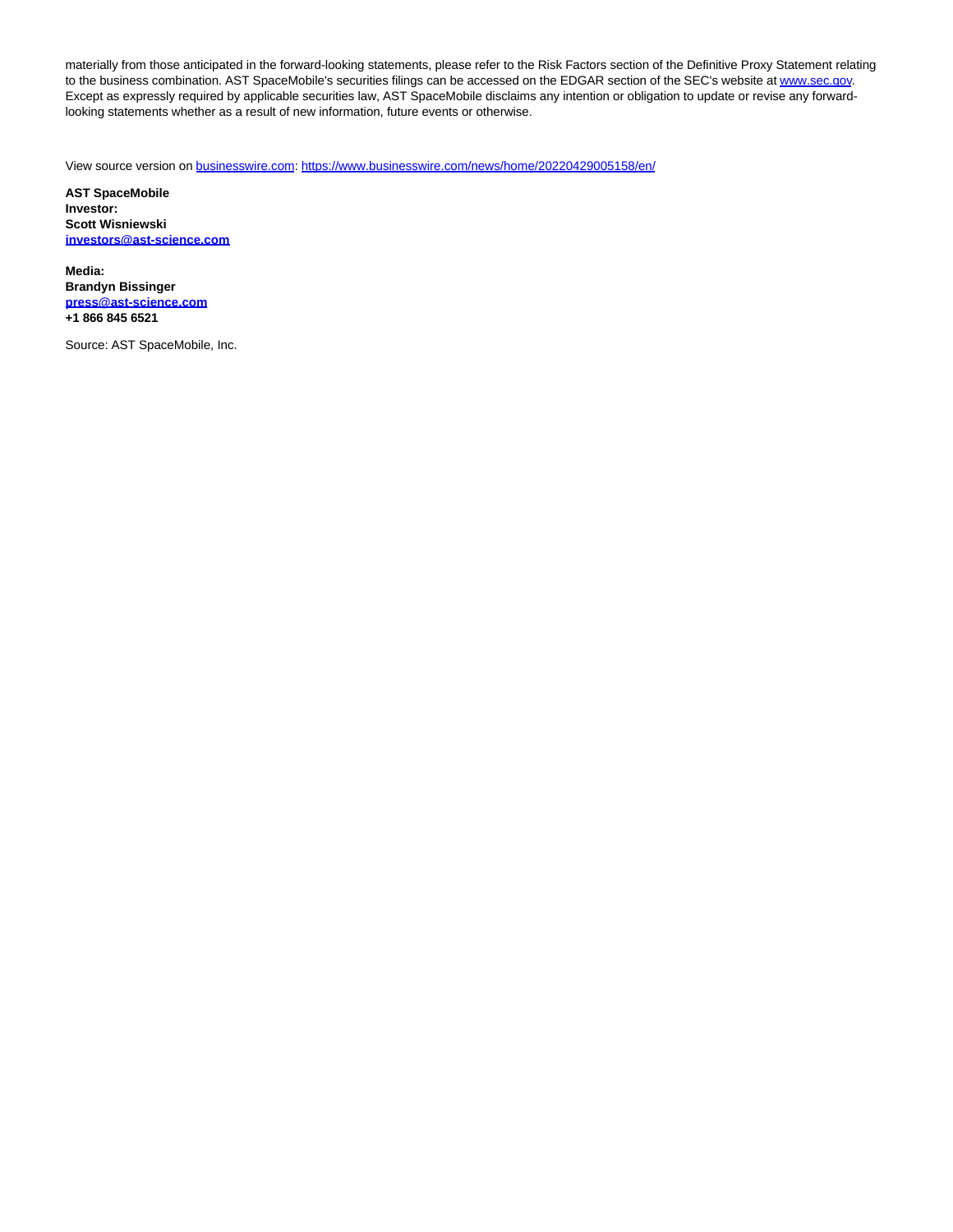materially from those anticipated in the forward-looking statements, please refer to the Risk Factors section of the Definitive Proxy Statement relating to the business combination. AST SpaceMobile's securities filings can be accessed on the EDGAR section of the SEC's website at www.sec.gov. Except as expressly required by applicable securities law, AST SpaceMobile disclaims any intention or obligation to update or revise any forward-looking statements whether as a result of new information, future events or otherwise.

View source version on businesswire.com: https://www.businesswire.com/news/home/20220429005158/en/

**AST SpaceMobile**
**Investor:**
**Scott Wisniewski**
**investors@ast-science.com**

**Media:**
**Brandyn Bissinger**
**press@ast-science.com**
**+1 866 845 6521**

Source: AST SpaceMobile, Inc.